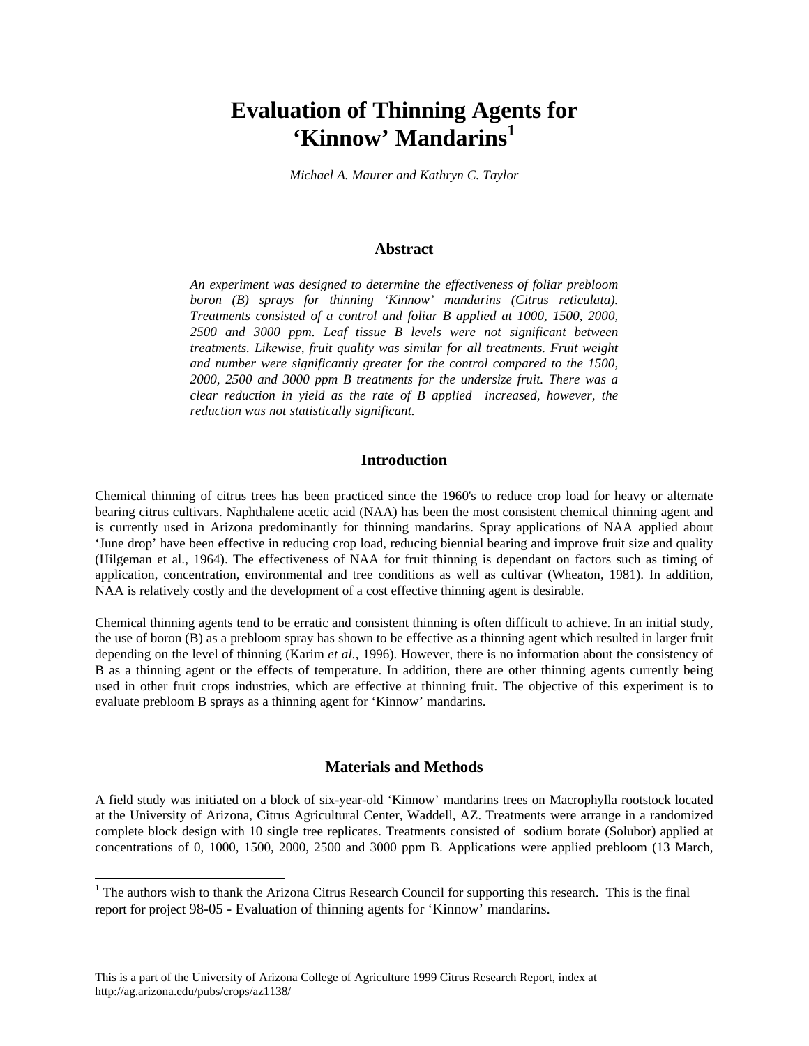# Evaluation of Thinning Agents for 'Kinnow' Mandarins[1]

*Michael A. Maurer and Kathryn C. Taylor*

## Abstract

*An experiment was designed to determine the effectiveness of foliar prebloom boron (B) sprays for thinning 'Kinnow' mandarins (Citrus reticulata). Treatments consisted of a control and foliar B applied at 1000, 1500, 2000, 2500 and 3000 ppm. Leaf tissue B levels were not significant between treatments. Likewise, fruit quality was similar for all treatments. Fruit weight and number were significantly greater for the control compared to the 1500, 2000, 2500 and 3000 ppm B treatments for the undersize fruit. There was a clear reduction in yield as the rate of B applied increased, however, the reduction was not statistically significant.*

## Introduction

Chemical thinning of citrus trees has been practiced since the 1960's to reduce crop load for heavy or alternate bearing citrus cultivars. Naphthalene acetic acid (NAA) has been the most consistent chemical thinning agent and is currently used in Arizona predominantly for thinning mandarins. Spray applications of NAA applied about 'June drop' have been effective in reducing crop load, reducing biennial bearing and improve fruit size and quality (Hilgeman et al., 1964). The effectiveness of NAA for fruit thinning is dependant on factors such as timing of application, concentration, environmental and tree conditions as well as cultivar (Wheaton, 1981). In addition, NAA is relatively costly and the development of a cost effective thinning agent is desirable.

Chemical thinning agents tend to be erratic and consistent thinning is often difficult to achieve. In an initial study, the use of boron (B) as a prebloom spray has shown to be effective as a thinning agent which resulted in larger fruit depending on the level of thinning (Karim *et al.*, 1996). However, there is no information about the consistency of B as a thinning agent or the effects of temperature. In addition, there are other thinning agents currently being used in other fruit crops industries, which are effective at thinning fruit. The objective of this experiment is to evaluate prebloom B sprays as a thinning agent for 'Kinnow' mandarins.

## Materials and Methods

A field study was initiated on a block of six-year-old 'Kinnow' mandarins trees on Macrophylla rootstock located at the University of Arizona, Citrus Agricultural Center, Waddell, AZ. Treatments were arrange in a randomized complete block design with 10 single tree replicates. Treatments consisted of sodium borate (Solubor) applied at concentrations of 0, 1000, 1500, 2000, 2500 and 3000 ppm B. Applications were applied prebloom (13 March,

[1] The authors wish to thank the Arizona Citrus Research Council for supporting this research. This is the final report for project 98-05 - Evaluation of thinning agents for 'Kinnow' mandarins.

This is a part of the University of Arizona College of Agriculture 1999 Citrus Research Report, index at http://ag.arizona.edu/pubs/crops/az1138/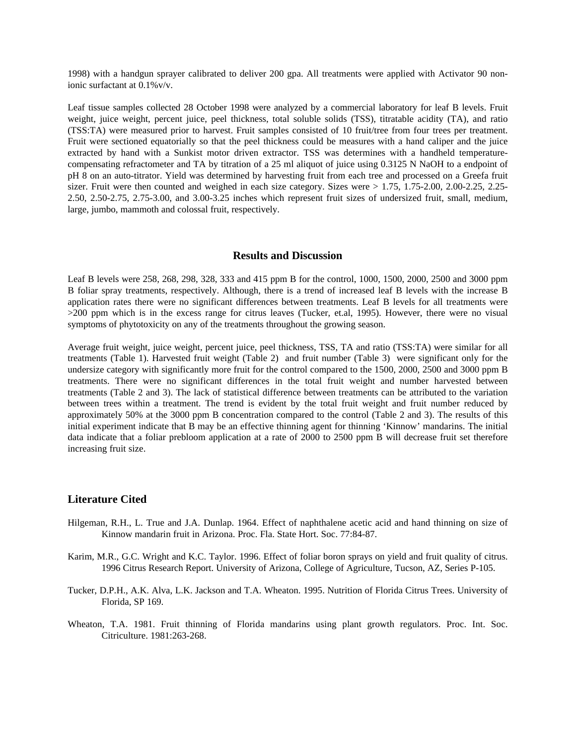1998) with a handgun sprayer calibrated to deliver 200 gpa. All treatments were applied with Activator 90 non-ionic surfactant at 0.1%v/v.

Leaf tissue samples collected 28 October 1998 were analyzed by a commercial laboratory for leaf B levels. Fruit weight, juice weight, percent juice, peel thickness, total soluble solids (TSS), titratable acidity (TA), and ratio (TSS:TA) were measured prior to harvest. Fruit samples consisted of 10 fruit/tree from four trees per treatment. Fruit were sectioned equatorially so that the peel thickness could be measures with a hand caliper and the juice extracted by hand with a Sunkist motor driven extractor. TSS was determines with a handheld temperature-compensating refractometer and TA by titration of a 25 ml aliquot of juice using 0.3125 N NaOH to a endpoint of pH 8 on an auto-titrator. Yield was determined by harvesting fruit from each tree and processed on a Greefa fruit sizer. Fruit were then counted and weighed in each size category. Sizes were > 1.75, 1.75-2.00, 2.00-2.25, 2.25-2.50, 2.50-2.75, 2.75-3.00, and 3.00-3.25 inches which represent fruit sizes of undersized fruit, small, medium, large, jumbo, mammoth and colossal fruit, respectively.

## Results and Discussion

Leaf B levels were 258, 268, 298, 328, 333 and 415 ppm B for the control, 1000, 1500, 2000, 2500 and 3000 ppm B foliar spray treatments, respectively. Although, there is a trend of increased leaf B levels with the increase B application rates there were no significant differences between treatments. Leaf B levels for all treatments were >200 ppm which is in the excess range for citrus leaves (Tucker, et.al, 1995). However, there were no visual symptoms of phytotoxicity on any of the treatments throughout the growing season.

Average fruit weight, juice weight, percent juice, peel thickness, TSS, TA and ratio (TSS:TA) were similar for all treatments (Table 1). Harvested fruit weight (Table 2) and fruit number (Table 3) were significant only for the undersize category with significantly more fruit for the control compared to the 1500, 2000, 2500 and 3000 ppm B treatments. There were no significant differences in the total fruit weight and number harvested between treatments (Table 2 and 3). The lack of statistical difference between treatments can be attributed to the variation between trees within a treatment. The trend is evident by the total fruit weight and fruit number reduced by approximately 50% at the 3000 ppm B concentration compared to the control (Table 2 and 3). The results of this initial experiment indicate that B may be an effective thinning agent for thinning 'Kinnow' mandarins. The initial data indicate that a foliar prebloom application at a rate of 2000 to 2500 ppm B will decrease fruit set therefore increasing fruit size.

## Literature Cited

Hilgeman, R.H., L. True and J.A. Dunlap. 1964. Effect of naphthalene acetic acid and hand thinning on size of Kinnow mandarin fruit in Arizona. Proc. Fla. State Hort. Soc. 77:84-87.

Karim, M.R., G.C. Wright and K.C. Taylor. 1996. Effect of foliar boron sprays on yield and fruit quality of citrus. 1996 Citrus Research Report. University of Arizona, College of Agriculture, Tucson, AZ, Series P-105.

Tucker, D.P.H., A.K. Alva, L.K. Jackson and T.A. Wheaton. 1995. Nutrition of Florida Citrus Trees. University of Florida, SP 169.

Wheaton, T.A. 1981. Fruit thinning of Florida mandarins using plant growth regulators. Proc. Int. Soc. Citriculture. 1981:263-268.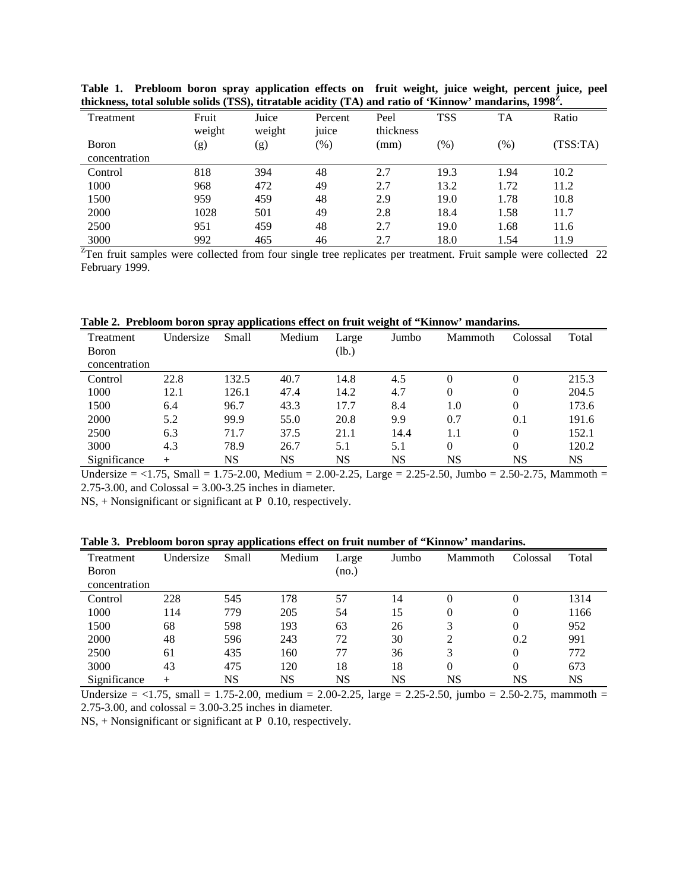**Table 1. Prebloom boron spray application effects on fruit weight, juice weight, percent juice, peel thickness, total soluble solids (TSS), titratable acidity (TA) and ratio of 'Kinnow' mandarins, 1998[Z].**

| Treatment Boron concentration | Fruit weight (g) | Juice weight (g) | Percent juice (%) | Peel thickness (mm) | TSS (%) | TA (%) | Ratio (TSS:TA) |
|---|---|---|---|---|---|---|---|
| Control | 818 | 394 | 48 | 2.7 | 19.3 | 1.94 | 10.2 |
| 1000 | 968 | 472 | 49 | 2.7 | 13.2 | 1.72 | 11.2 |
| 1500 | 959 | 459 | 48 | 2.9 | 19.0 | 1.78 | 10.8 |
| 2000 | 1028 | 501 | 49 | 2.8 | 18.4 | 1.58 | 11.7 |
| 2500 | 951 | 459 | 48 | 2.7 | 19.0 | 1.68 | 11.6 |
| 3000 | 992 | 465 | 46 | 2.7 | 18.0 | 1.54 | 11.9 |

[Z]Ten fruit samples were collected from four single tree replicates per treatment. Fruit sample were collected 22 February 1999.

**Table 2. Prebloom boron spray applications effect on fruit weight of "Kinnow' mandarins.**

| Treatment Boron concentration | Undersize | Small | Medium | Large (lb.) | Jumbo | Mammoth | Colossal | Total |
|---|---|---|---|---|---|---|---|---|
| Control | 22.8 | 132.5 | 40.7 | 14.8 | 4.5 | 0 | 0 | 215.3 |
| 1000 | 12.1 | 126.1 | 47.4 | 14.2 | 4.7 | 0 | 0 | 204.5 |
| 1500 | 6.4 | 96.7 | 43.3 | 17.7 | 8.4 | 1.0 | 0 | 173.6 |
| 2000 | 5.2 | 99.9 | 55.0 | 20.8 | 9.9 | 0.7 | 0.1 | 191.6 |
| 2500 | 6.3 | 71.7 | 37.5 | 21.1 | 14.4 | 1.1 | 0 | 152.1 |
| 3000 | 4.3 | 78.9 | 26.7 | 5.1 | 5.1 | 0 | 0 | 120.2 |
| Significance | + | NS | NS | NS | NS | NS | NS | NS |

Undersize = <1.75, Small = 1.75-2.00, Medium = 2.00-2.25, Large = 2.25-2.50, Jumbo = 2.50-2.75, Mammoth = 2.75-3.00, and Colossal = 3.00-3.25 inches in diameter.

NS, + Nonsignificant or significant at P 0.10, respectively.

**Table 3. Prebloom boron spray applications effect on fruit number of "Kinnow' mandarins.**

| Treatment Boron concentration | Undersize | Small | Medium | Large (no.) | Jumbo | Mammoth | Colossal | Total |
|---|---|---|---|---|---|---|---|---|
| Control | 228 | 545 | 178 | 57 | 14 | 0 | 0 | 1314 |
| 1000 | 114 | 779 | 205 | 54 | 15 | 0 | 0 | 1166 |
| 1500 | 68 | 598 | 193 | 63 | 26 | 3 | 0 | 952 |
| 2000 | 48 | 596 | 243 | 72 | 30 | 2 | 0.2 | 991 |
| 2500 | 61 | 435 | 160 | 77 | 36 | 3 | 0 | 772 |
| 3000 | 43 | 475 | 120 | 18 | 18 | 0 | 0 | 673 |
| Significance | + | NS | NS | NS | NS | NS | NS | NS |

Undersize = <1.75, small = 1.75-2.00, medium = 2.00-2.25, large = 2.25-2.50, jumbo = 2.50-2.75, mammoth = 2.75-3.00, and colossal = 3.00-3.25 inches in diameter.

NS, + Nonsignificant or significant at P 0.10, respectively.